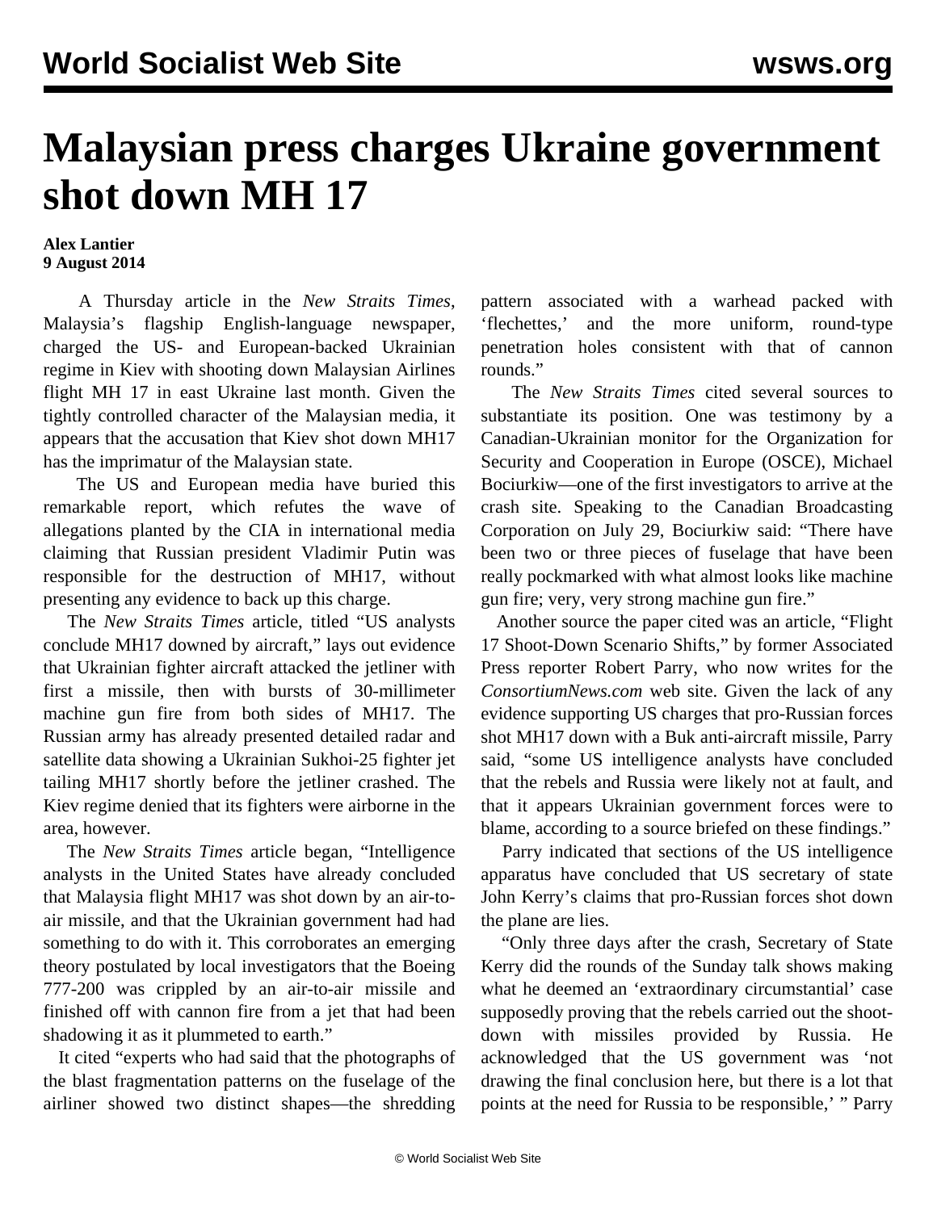# Malaysian press charges Ukraine government shot down MH 17

**Alex Lantier**
**9 August 2014**

A Thursday article in the *New Straits Times*, Malaysia's flagship English-language newspaper, charged the US- and European-backed Ukrainian regime in Kiev with shooting down Malaysian Airlines flight MH 17 in east Ukraine last month. Given the tightly controlled character of the Malaysian media, it appears that the accusation that Kiev shot down MH17 has the imprimatur of the Malaysian state.

The US and European media have buried this remarkable report, which refutes the wave of allegations planted by the CIA in international media claiming that Russian president Vladimir Putin was responsible for the destruction of MH17, without presenting any evidence to back up this charge.

The *New Straits Times* article, titled "US analysts conclude MH17 downed by aircraft," lays out evidence that Ukrainian fighter aircraft attacked the jetliner with first a missile, then with bursts of 30-millimeter machine gun fire from both sides of MH17. The Russian army has already presented detailed radar and satellite data showing a Ukrainian Sukhoi-25 fighter jet tailing MH17 shortly before the jetliner crashed. The Kiev regime denied that its fighters were airborne in the area, however.

The *New Straits Times* article began, "Intelligence analysts in the United States have already concluded that Malaysia flight MH17 was shot down by an air-to-air missile, and that the Ukrainian government had had something to do with it. This corroborates an emerging theory postulated by local investigators that the Boeing 777-200 was crippled by an air-to-air missile and finished off with cannon fire from a jet that had been shadowing it as it plummeted to earth."

It cited "experts who had said that the photographs of the blast fragmentation patterns on the fuselage of the airliner showed two distinct shapes—the shredding pattern associated with a warhead packed with 'flechettes,' and the more uniform, round-type penetration holes consistent with that of cannon rounds."

The *New Straits Times* cited several sources to substantiate its position. One was testimony by a Canadian-Ukrainian monitor for the Organization for Security and Cooperation in Europe (OSCE), Michael Bociurkiw—one of the first investigators to arrive at the crash site. Speaking to the Canadian Broadcasting Corporation on July 29, Bociurkiw said: "There have been two or three pieces of fuselage that have been really pockmarked with what almost looks like machine gun fire; very, very strong machine gun fire."

Another source the paper cited was an article, "Flight 17 Shoot-Down Scenario Shifts," by former Associated Press reporter Robert Parry, who now writes for the *ConsortiumNews.com* web site. Given the lack of any evidence supporting US charges that pro-Russian forces shot MH17 down with a Buk anti-aircraft missile, Parry said, "some US intelligence analysts have concluded that the rebels and Russia were likely not at fault, and that it appears Ukrainian government forces were to blame, according to a source briefed on these findings."

Parry indicated that sections of the US intelligence apparatus have concluded that US secretary of state John Kerry's claims that pro-Russian forces shot down the plane are lies.

"Only three days after the crash, Secretary of State Kerry did the rounds of the Sunday talk shows making what he deemed an 'extraordinary circumstantial' case supposedly proving that the rebels carried out the shoot-down with missiles provided by Russia. He acknowledged that the US government was 'not drawing the final conclusion here, but there is a lot that points at the need for Russia to be responsible,' " Parry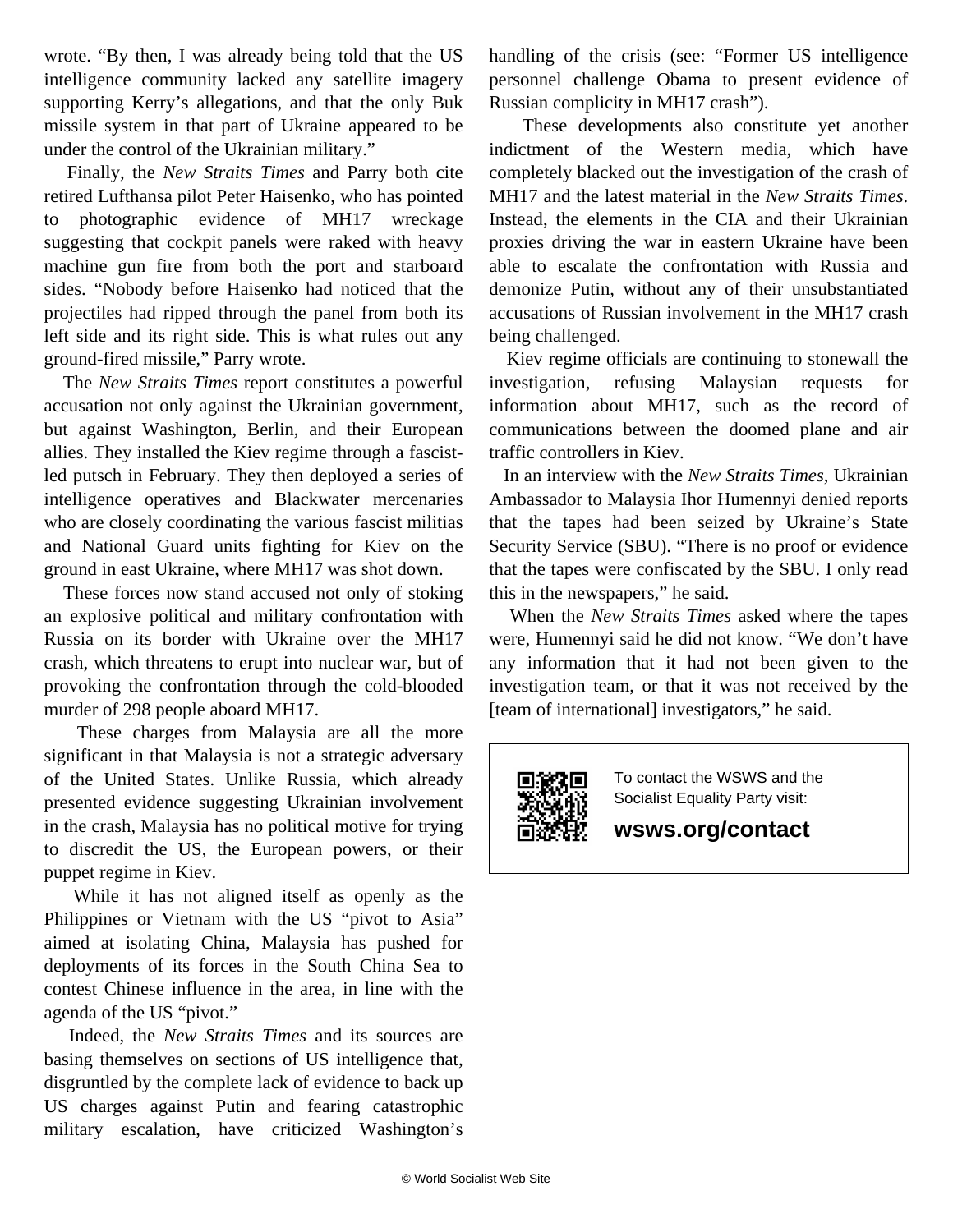wrote. “By then, I was already being told that the US intelligence community lacked any satellite imagery supporting Kerry’s allegations, and that the only Buk missile system in that part of Ukraine appeared to be under the control of the Ukrainian military.”

Finally, the *New Straits Times* and Parry both cite retired Lufthansa pilot Peter Haisenko, who has pointed to photographic evidence of MH17 wreckage suggesting that cockpit panels were raked with heavy machine gun fire from both the port and starboard sides. “Nobody before Haisenko had noticed that the projectiles had ripped through the panel from both its left side and its right side. This is what rules out any ground-fired missile,” Parry wrote.

The *New Straits Times* report constitutes a powerful accusation not only against the Ukrainian government, but against Washington, Berlin, and their European allies. They installed the Kiev regime through a fascist-led putsch in February. They then deployed a series of intelligence operatives and Blackwater mercenaries who are closely coordinating the various fascist militias and National Guard units fighting for Kiev on the ground in east Ukraine, where MH17 was shot down.

These forces now stand accused not only of stoking an explosive political and military confrontation with Russia on its border with Ukraine over the MH17 crash, which threatens to erupt into nuclear war, but of provoking the confrontation through the cold-blooded murder of 298 people aboard MH17.

These charges from Malaysia are all the more significant in that Malaysia is not a strategic adversary of the United States. Unlike Russia, which already presented evidence suggesting Ukrainian involvement in the crash, Malaysia has no political motive for trying to discredit the US, the European powers, or their puppet regime in Kiev.

While it has not aligned itself as openly as the Philippines or Vietnam with the US “pivot to Asia” aimed at isolating China, Malaysia has pushed for deployments of its forces in the South China Sea to contest Chinese influence in the area, in line with the agenda of the US “pivot.”

Indeed, the *New Straits Times* and its sources are basing themselves on sections of US intelligence that, disgruntled by the complete lack of evidence to back up US charges against Putin and fearing catastrophic military escalation, have criticized Washington’s handling of the crisis (see: “Former US intelligence personnel challenge Obama to present evidence of Russian complicity in MH17 crash”).

These developments also constitute yet another indictment of the Western media, which have completely blacked out the investigation of the crash of MH17 and the latest material in the *New Straits Times*. Instead, the elements in the CIA and their Ukrainian proxies driving the war in eastern Ukraine have been able to escalate the confrontation with Russia and demonize Putin, without any of their unsubstantiated accusations of Russian involvement in the MH17 crash being challenged.

Kiev regime officials are continuing to stonewall the investigation, refusing Malaysian requests for information about MH17, such as the record of communications between the doomed plane and air traffic controllers in Kiev.

In an interview with the *New Straits Times*, Ukrainian Ambassador to Malaysia Ihor Humennyi denied reports that the tapes had been seized by Ukraine’s State Security Service (SBU). “There is no proof or evidence that the tapes were confiscated by the SBU. I only read this in the newspapers,” he said.

When the *New Straits Times* asked where the tapes were, Humennyi said he did not know. “We don’t have any information that it had not been given to the investigation team, or that it was not received by the [team of international] investigators,” he said.

To contact the WSWS and the Socialist Equality Party visit:

**wsws.org/contact**